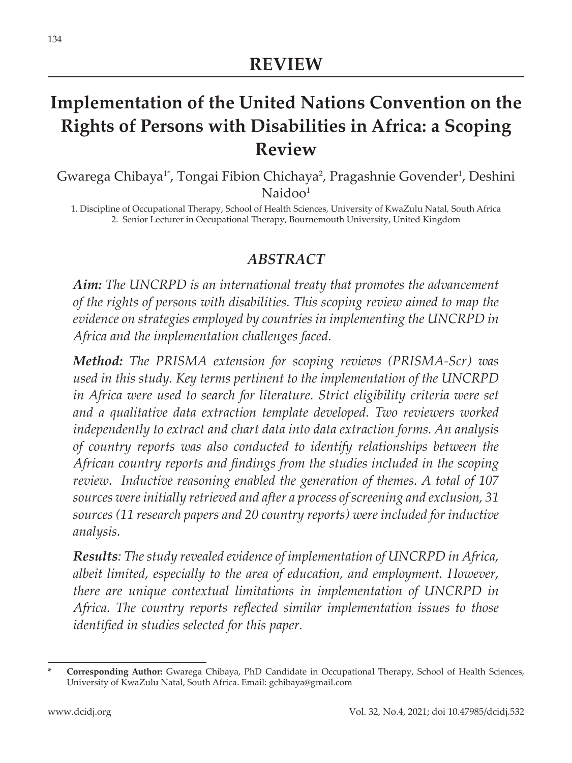# REVIEW

# Implementation of the United Nations Convention on the Rights of Persons with Disabilities in Africa: a Scoping Review

Gwarega Chibaya[1*], Tongai Fibion Chichaya[2], Pragashnie Govender[1], Deshini Naidoo[1]

1. Discipline of Occupational Therapy, School of Health Sciences, University of KwaZulu Natal, South Africa
2. Senior Lecturer in Occupational Therapy, Bournemouth University, United Kingdom

## *ABSTRACT*

***Aim:*** *The UNCRPD is an international treaty that promotes the advancement of the rights of persons with disabilities. This scoping review aimed to map the evidence on strategies employed by countries in implementing the UNCRPD in Africa and the implementation challenges faced.*

***Method:*** *The PRISMA extension for scoping reviews (PRISMA-Scr) was used in this study. Key terms pertinent to the implementation of the UNCRPD in Africa were used to search for literature. Strict eligibility criteria were set and a qualitative data extraction template developed. Two reviewers worked independently to extract and chart data into data extraction forms. An analysis of country reports was also conducted to identify relationships between the African country reports and findings from the studies included in the scoping review. Inductive reasoning enabled the generation of themes. A total of 107 sources were initially retrieved and after a process of screening and exclusion, 31 sources (11 research papers and 20 country reports) were included for inductive analysis.*

***Results****: The study revealed evidence of implementation of UNCRPD in Africa, albeit limited, especially to the area of education, and employment. However, there are unique contextual limitations in implementation of UNCRPD in Africa. The country reports reflected similar implementation issues to those identified in studies selected for this paper.*

---

\* **Corresponding Author:** Gwarega Chibaya, PhD Candidate in Occupational Therapy, School of Health Sciences, University of KwaZulu Natal, South Africa. Email: gchibaya@gmail.com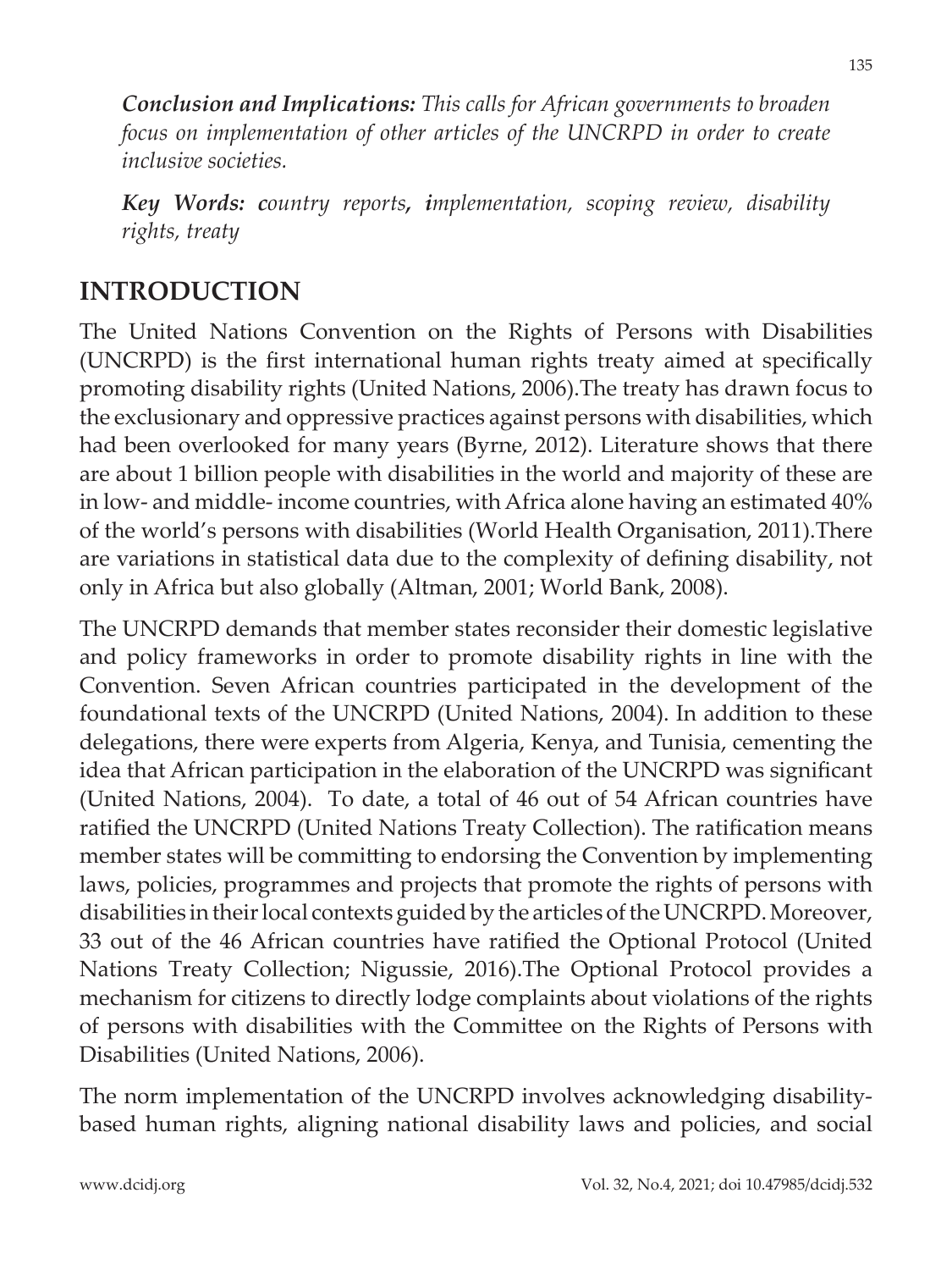***Conclusion and Implications:*** *This calls for African governments to broaden focus on implementation of other articles of the UNCRPD in order to create inclusive societies.*

***Key Words:*** ***c****ountry reports****, i****mplementation, scoping review, disability rights, treaty*

## INTRODUCTION

The United Nations Convention on the Rights of Persons with Disabilities (UNCRPD) is the first international human rights treaty aimed at specifically promoting disability rights (United Nations, 2006).The treaty has drawn focus to the exclusionary and oppressive practices against persons with disabilities, which had been overlooked for many years (Byrne, 2012). Literature shows that there are about 1 billion people with disabilities in the world and majority of these are in low- and middle- income countries, with Africa alone having an estimated 40% of the world's persons with disabilities (World Health Organisation, 2011).There are variations in statistical data due to the complexity of defining disability, not only in Africa but also globally (Altman, 2001; World Bank, 2008).

The UNCRPD demands that member states reconsider their domestic legislative and policy frameworks in order to promote disability rights in line with the Convention. Seven African countries participated in the development of the foundational texts of the UNCRPD (United Nations, 2004). In addition to these delegations, there were experts from Algeria, Kenya, and Tunisia, cementing the idea that African participation in the elaboration of the UNCRPD was significant (United Nations, 2004). To date, a total of 46 out of 54 African countries have ratified the UNCRPD (United Nations Treaty Collection). The ratification means member states will be committing to endorsing the Convention by implementing laws, policies, programmes and projects that promote the rights of persons with disabilities in their local contexts guided by the articles of the UNCRPD. Moreover, 33 out of the 46 African countries have ratified the Optional Protocol (United Nations Treaty Collection; Nigussie, 2016).The Optional Protocol provides a mechanism for citizens to directly lodge complaints about violations of the rights of persons with disabilities with the Committee on the Rights of Persons with Disabilities (United Nations, 2006).

The norm implementation of the UNCRPD involves acknowledging disability-based human rights, aligning national disability laws and policies, and social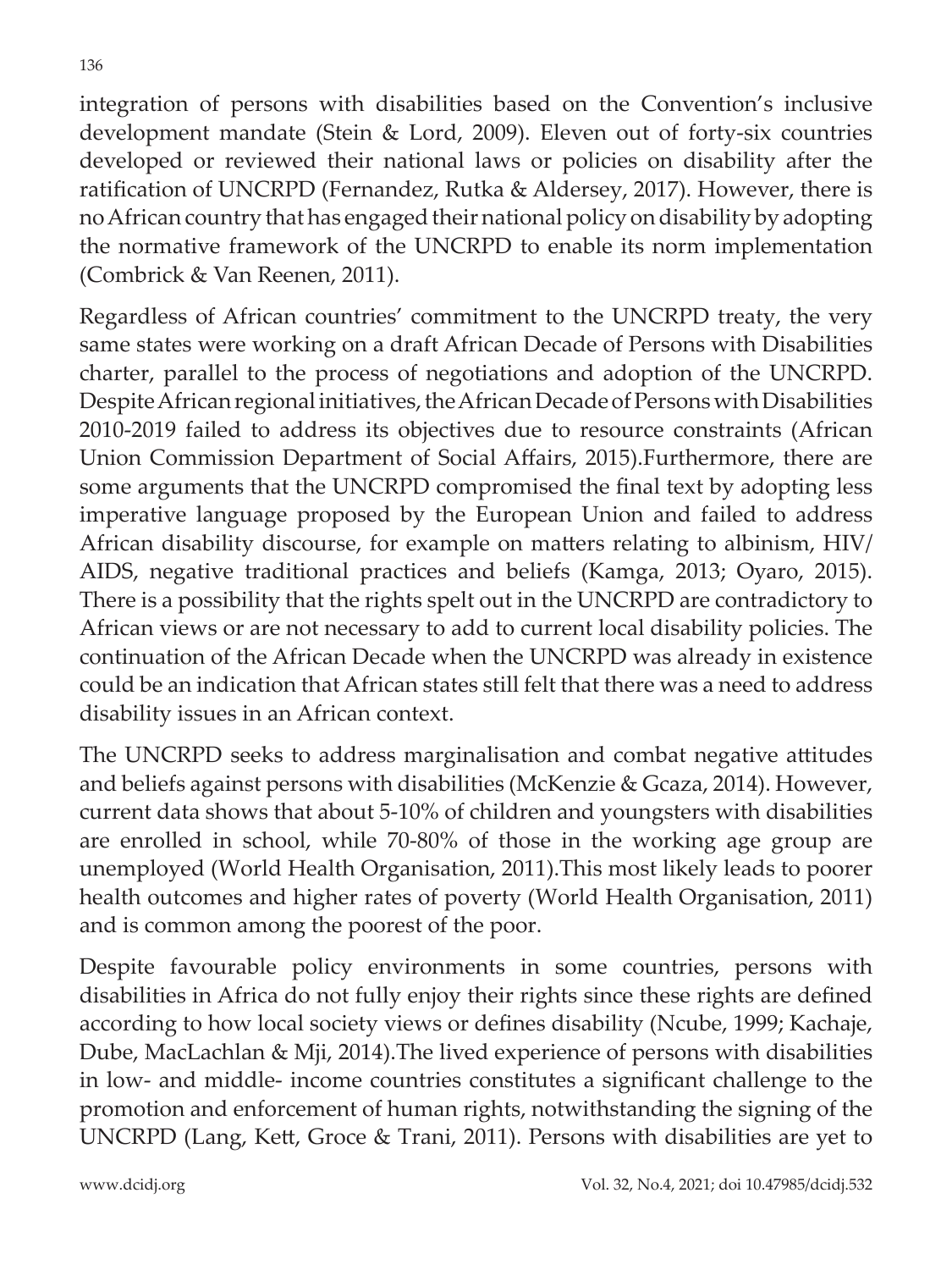integration of persons with disabilities based on the Convention's inclusive development mandate (Stein & Lord, 2009). Eleven out of forty-six countries developed or reviewed their national laws or policies on disability after the ratification of UNCRPD (Fernandez, Rutka & Aldersey, 2017). However, there is no African country that has engaged their national policy on disability by adopting the normative framework of the UNCRPD to enable its norm implementation (Combrick & Van Reenen, 2011).

Regardless of African countries' commitment to the UNCRPD treaty, the very same states were working on a draft African Decade of Persons with Disabilities charter, parallel to the process of negotiations and adoption of the UNCRPD. Despite African regional initiatives, the African Decade of Persons with Disabilities 2010-2019 failed to address its objectives due to resource constraints (African Union Commission Department of Social Affairs, 2015).Furthermore, there are some arguments that the UNCRPD compromised the final text by adopting less imperative language proposed by the European Union and failed to address African disability discourse, for example on matters relating to albinism, HIV/AIDS, negative traditional practices and beliefs (Kamga, 2013; Oyaro, 2015). There is a possibility that the rights spelt out in the UNCRPD are contradictory to African views or are not necessary to add to current local disability policies. The continuation of the African Decade when the UNCRPD was already in existence could be an indication that African states still felt that there was a need to address disability issues in an African context.

The UNCRPD seeks to address marginalisation and combat negative attitudes and beliefs against persons with disabilities (McKenzie & Gcaza, 2014). However, current data shows that about 5-10% of children and youngsters with disabilities are enrolled in school, while 70-80% of those in the working age group are unemployed (World Health Organisation, 2011).This most likely leads to poorer health outcomes and higher rates of poverty (World Health Organisation, 2011) and is common among the poorest of the poor.

Despite favourable policy environments in some countries, persons with disabilities in Africa do not fully enjoy their rights since these rights are defined according to how local society views or defines disability (Ncube, 1999; Kachaje, Dube, MacLachlan & Mji, 2014).The lived experience of persons with disabilities in low- and middle- income countries constitutes a significant challenge to the promotion and enforcement of human rights, notwithstanding the signing of the UNCRPD (Lang, Kett, Groce & Trani, 2011). Persons with disabilities are yet to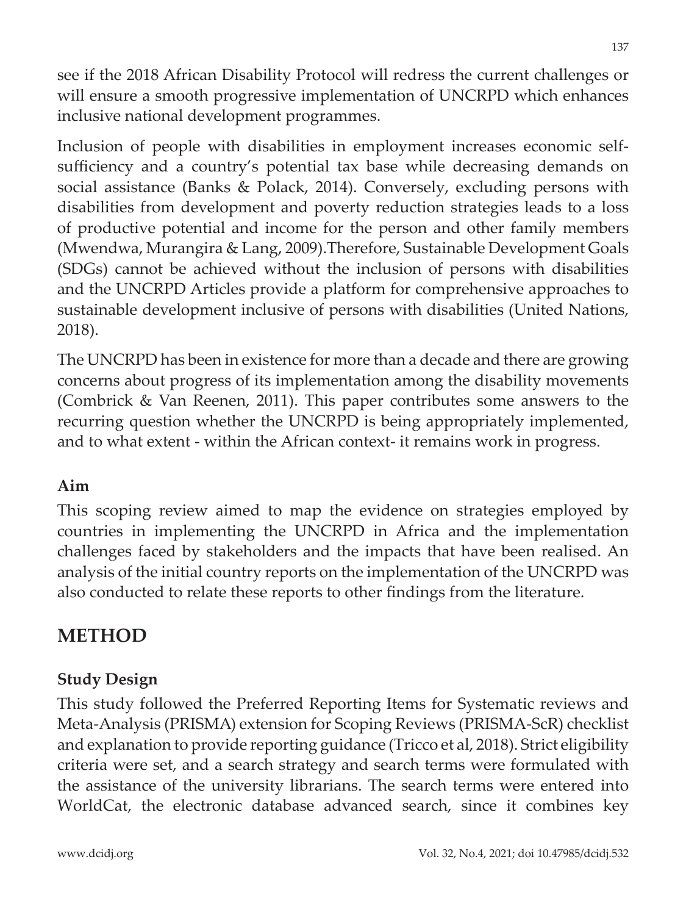see if the 2018 African Disability Protocol will redress the current challenges or will ensure a smooth progressive implementation of UNCRPD which enhances inclusive national development programmes.

Inclusion of people with disabilities in employment increases economic self-sufficiency and a country's potential tax base while decreasing demands on social assistance (Banks & Polack, 2014). Conversely, excluding persons with disabilities from development and poverty reduction strategies leads to a loss of productive potential and income for the person and other family members (Mwendwa, Murangira & Lang, 2009).Therefore, Sustainable Development Goals (SDGs) cannot be achieved without the inclusion of persons with disabilities and the UNCRPD Articles provide a platform for comprehensive approaches to sustainable development inclusive of persons with disabilities (United Nations, 2018).

The UNCRPD has been in existence for more than a decade and there are growing concerns about progress of its implementation among the disability movements (Combrick & Van Reenen, 2011). This paper contributes some answers to the recurring question whether the UNCRPD is being appropriately implemented, and to what extent - within the African context- it remains work in progress.

### Aim

This scoping review aimed to map the evidence on strategies employed by countries in implementing the UNCRPD in Africa and the implementation challenges faced by stakeholders and the impacts that have been realised. An analysis of the initial country reports on the implementation of the UNCRPD was also conducted to relate these reports to other findings from the literature.

## METHOD

### Study Design

This study followed the Preferred Reporting Items for Systematic reviews and Meta-Analysis (PRISMA) extension for Scoping Reviews (PRISMA-ScR) checklist and explanation to provide reporting guidance (Tricco et al, 2018). Strict eligibility criteria were set, and a search strategy and search terms were formulated with the assistance of the university librarians. The search terms were entered into WorldCat, the electronic database advanced search, since it combines key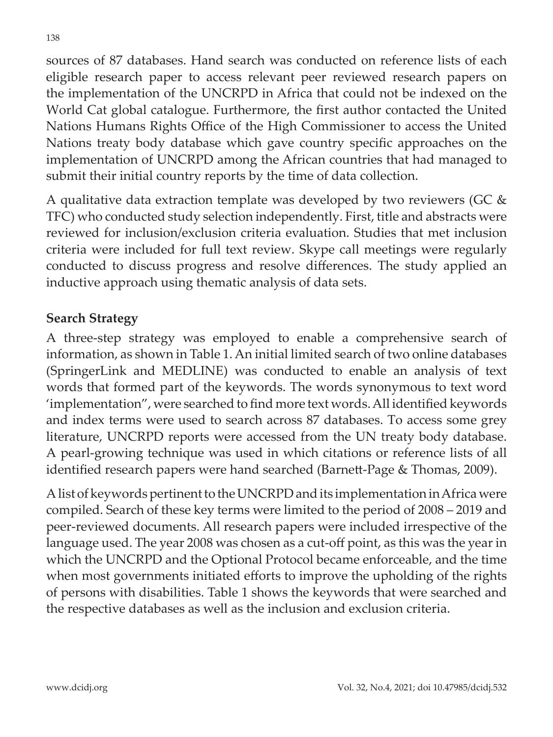sources of 87 databases. Hand search was conducted on reference lists of each eligible research paper to access relevant peer reviewed research papers on the implementation of the UNCRPD in Africa that could not be indexed on the World Cat global catalogue. Furthermore, the first author contacted the United Nations Humans Rights Office of the High Commissioner to access the United Nations treaty body database which gave country specific approaches on the implementation of UNCRPD among the African countries that had managed to submit their initial country reports by the time of data collection.

A qualitative data extraction template was developed by two reviewers (GC & TFC) who conducted study selection independently. First, title and abstracts were reviewed for inclusion/exclusion criteria evaluation. Studies that met inclusion criteria were included for full text review. Skype call meetings were regularly conducted to discuss progress and resolve differences. The study applied an inductive approach using thematic analysis of data sets.

**Search Strategy**

A three-step strategy was employed to enable a comprehensive search of information, as shown in Table 1. An initial limited search of two online databases (SpringerLink and MEDLINE) was conducted to enable an analysis of text words that formed part of the keywords. The words synonymous to text word 'implementation", were searched to find more text words. All identified keywords and index terms were used to search across 87 databases. To access some grey literature, UNCRPD reports were accessed from the UN treaty body database. A pearl-growing technique was used in which citations or reference lists of all identified research papers were hand searched (Barnett-Page & Thomas, 2009).

A list of keywords pertinent to the UNCRPD and its implementation in Africa were compiled. Search of these key terms were limited to the period of 2008 – 2019 and peer-reviewed documents. All research papers were included irrespective of the language used. The year 2008 was chosen as a cut-off point, as this was the year in which the UNCRPD and the Optional Protocol became enforceable, and the time when most governments initiated efforts to improve the upholding of the rights of persons with disabilities. Table 1 shows the keywords that were searched and the respective databases as well as the inclusion and exclusion criteria.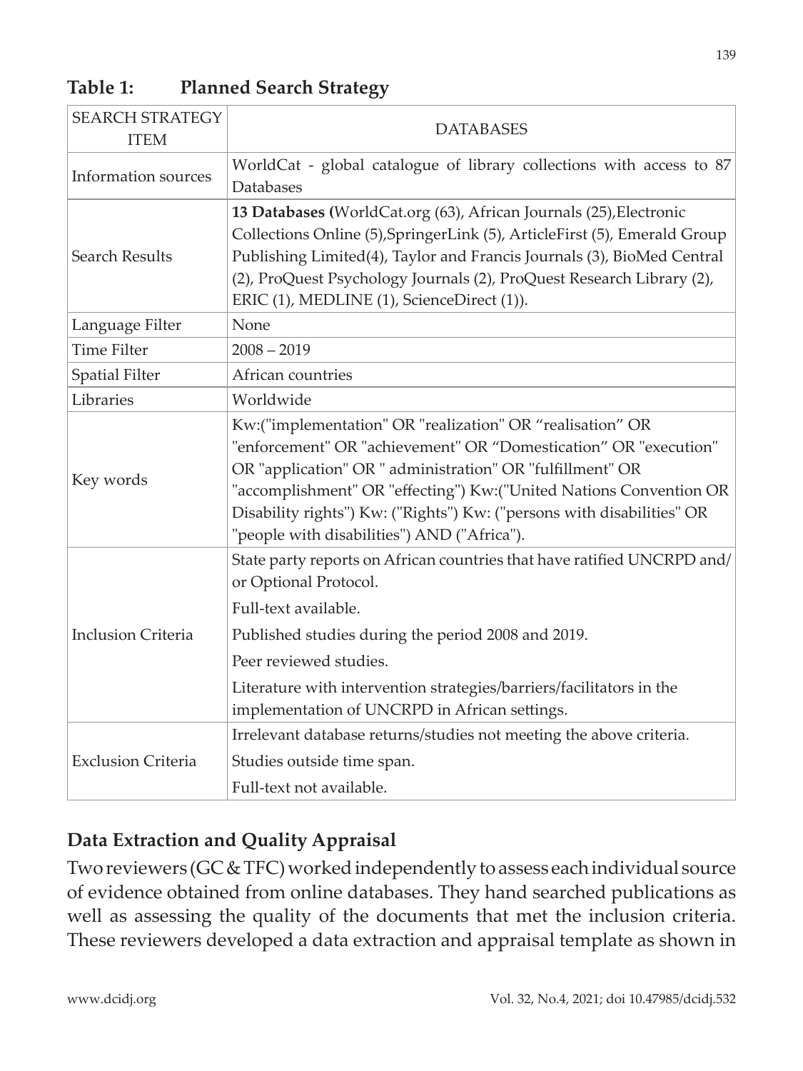**Table 1: Planned Search Strategy**

| SEARCH STRATEGY ITEM | DATABASES |
|---|---|
| Information sources | WorldCat - global catalogue of library collections with access to 87 Databases |
| Search Results | **13 Databases (**WorldCat.org (63), African Journals (25),Electronic Collections Online (5),SpringerLink (5), ArticleFirst (5), Emerald Group Publishing Limited(4), Taylor and Francis Journals (3), BioMed Central (2), ProQuest Psychology Journals (2), ProQuest Research Library (2), ERIC (1), MEDLINE (1), ScienceDirect (1)). |
| Language Filter | None |
| Time Filter | 2008 – 2019 |
| Spatial Filter | African countries |
| Libraries | Worldwide |
| Key words | Kw:("implementation" OR "realization" OR "realisation" OR "enforcement" OR "achievement" OR "Domestication" OR "execution" OR "application" OR " administration" OR "fulfillment" OR "accomplishment" OR "effecting") Kw:("United Nations Convention OR Disability rights") Kw: ("Rights") Kw: ("persons with disabilities" OR "people with disabilities") AND ("Africa"). |
| Inclusion Criteria | State party reports on African countries that have ratified UNCRPD and/or Optional Protocol.<br>Full-text available.<br>Published studies during the period 2008 and 2019.<br>Peer reviewed studies.<br>Literature with intervention strategies/barriers/facilitators in the implementation of UNCRPD in African settings. |
| Exclusion Criteria | Irrelevant database returns/studies not meeting the above criteria.<br>Studies outside time span.<br>Full-text not available. |

## Data Extraction and Quality Appraisal

Two reviewers (GC & TFC) worked independently to assess each individual source of evidence obtained from online databases. They hand searched publications as well as assessing the quality of the documents that met the inclusion criteria. These reviewers developed a data extraction and appraisal template as shown in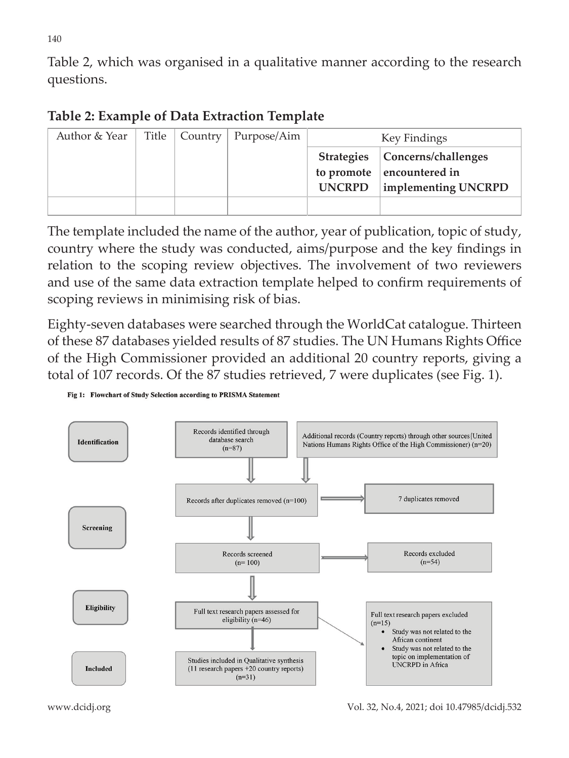Table 2, which was organised in a qualitative manner according to the research questions.

**Table 2: Example of Data Extraction Template**

| Author & Year | Title | Country | Purpose/Aim | Key Findings | |
|---|---|---|---|---|---|
| | | | | **Strategies to promote UNCRPD** | **Concerns/challenges encountered in implementing UNCRPD** |
| | | | | | |

The template included the name of the author, year of publication, topic of study, country where the study was conducted, aims/purpose and the key findings in relation to the scoping review objectives. The involvement of two reviewers and use of the same data extraction template helped to confirm requirements of scoping reviews in minimising risk of bias.

Eighty-seven databases were searched through the WorldCat catalogue. Thirteen of these 87 databases yielded results of 87 studies. The UN Humans Rights Office of the High Commissioner provided an additional 20 country reports, giving a total of 107 records. Of the 87 studies retrieved, 7 were duplicates (see Fig. 1).

**Fig 1: Flowchart of Study Selection according to PRISMA Statement**

**Identification**

- Records identified through database search (n=87)
- Additional records (Country reports) through other sources (United Nations Humans Rights Office of the High Commissioner) (n=20)

**Screening**

- Records after duplicates removed (n=100) → 7 duplicates removed
- Records screened (n= 100) → Records excluded (n=54)

**Eligibility**

- Full text research papers assessed for eligibility (n=46) → Full text research papers excluded (n=15)
  - Study was not related to the African continent
  - Study was not related to the topic on implementation of UNCRPD in Africa

**Included**

- Studies included in Qualitative synthesis (11 research papers +20 country reports) (n=31)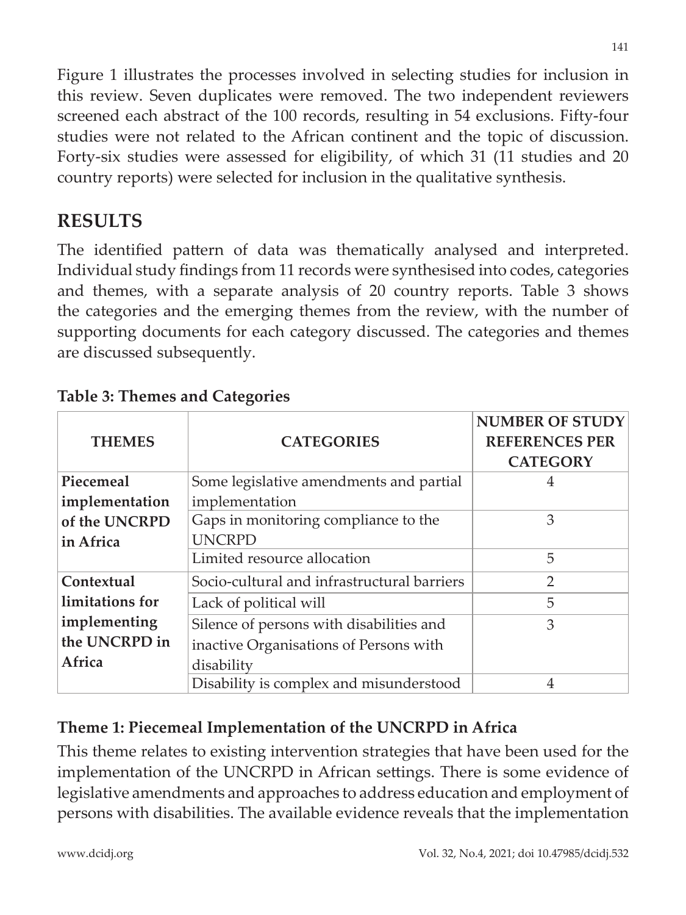Figure 1 illustrates the processes involved in selecting studies for inclusion in this review. Seven duplicates were removed. The two independent reviewers screened each abstract of the 100 records, resulting in 54 exclusions. Fifty-four studies were not related to the African continent and the topic of discussion. Forty-six studies were assessed for eligibility, of which 31 (11 studies and 20 country reports) were selected for inclusion in the qualitative synthesis.

## RESULTS

The identified pattern of data was thematically analysed and interpreted. Individual study findings from 11 records were synthesised into codes, categories and themes, with a separate analysis of 20 country reports. Table 3 shows the categories and the emerging themes from the review, with the number of supporting documents for each category discussed. The categories and themes are discussed subsequently.

**Table 3: Themes and Categories**

| THEMES | CATEGORIES | NUMBER OF STUDY REFERENCES PER CATEGORY |
|---|---|---|
| **Piecemeal implementation of the UNCRPD in Africa** | Some legislative amendments and partial implementation | 4 |
| | Gaps in monitoring compliance to the UNCRPD | 3 |
| | Limited resource allocation | 5 |
| **Contextual limitations for implementing the UNCRPD in Africa** | Socio-cultural and infrastructural barriers | 2 |
| | Lack of political will | 5 |
| | Silence of persons with disabilities and inactive Organisations of Persons with disability | 3 |
| | Disability is complex and misunderstood | 4 |

### Theme 1: Piecemeal Implementation of the UNCRPD in Africa

This theme relates to existing intervention strategies that have been used for the implementation of the UNCRPD in African settings. There is some evidence of legislative amendments and approaches to address education and employment of persons with disabilities. The available evidence reveals that the implementation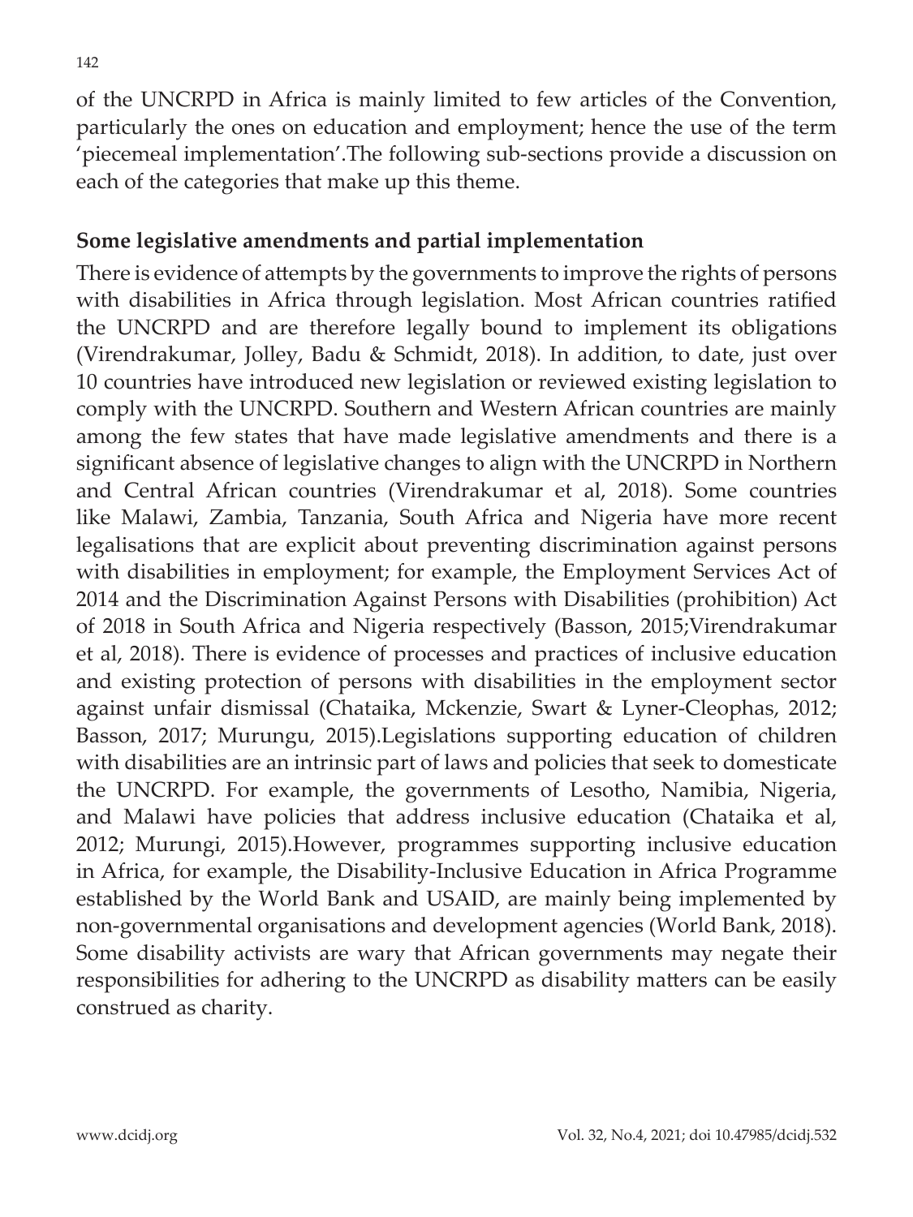of the UNCRPD in Africa is mainly limited to few articles of the Convention, particularly the ones on education and employment; hence the use of the term 'piecemeal implementation'.The following sub-sections provide a discussion on each of the categories that make up this theme.

## Some legislative amendments and partial implementation

There is evidence of attempts by the governments to improve the rights of persons with disabilities in Africa through legislation. Most African countries ratified the UNCRPD and are therefore legally bound to implement its obligations (Virendrakumar, Jolley, Badu & Schmidt, 2018). In addition, to date, just over 10 countries have introduced new legislation or reviewed existing legislation to comply with the UNCRPD. Southern and Western African countries are mainly among the few states that have made legislative amendments and there is a significant absence of legislative changes to align with the UNCRPD in Northern and Central African countries (Virendrakumar et al, 2018). Some countries like Malawi, Zambia, Tanzania, South Africa and Nigeria have more recent legalisations that are explicit about preventing discrimination against persons with disabilities in employment; for example, the Employment Services Act of 2014 and the Discrimination Against Persons with Disabilities (prohibition) Act of 2018 in South Africa and Nigeria respectively (Basson, 2015;Virendrakumar et al, 2018). There is evidence of processes and practices of inclusive education and existing protection of persons with disabilities in the employment sector against unfair dismissal (Chataika, Mckenzie, Swart & Lyner-Cleophas, 2012; Basson, 2017; Murungu, 2015).Legislations supporting education of children with disabilities are an intrinsic part of laws and policies that seek to domesticate the UNCRPD. For example, the governments of Lesotho, Namibia, Nigeria, and Malawi have policies that address inclusive education (Chataika et al, 2012; Murungi, 2015).However, programmes supporting inclusive education in Africa, for example, the Disability-Inclusive Education in Africa Programme established by the World Bank and USAID, are mainly being implemented by non-governmental organisations and development agencies (World Bank, 2018). Some disability activists are wary that African governments may negate their responsibilities for adhering to the UNCRPD as disability matters can be easily construed as charity.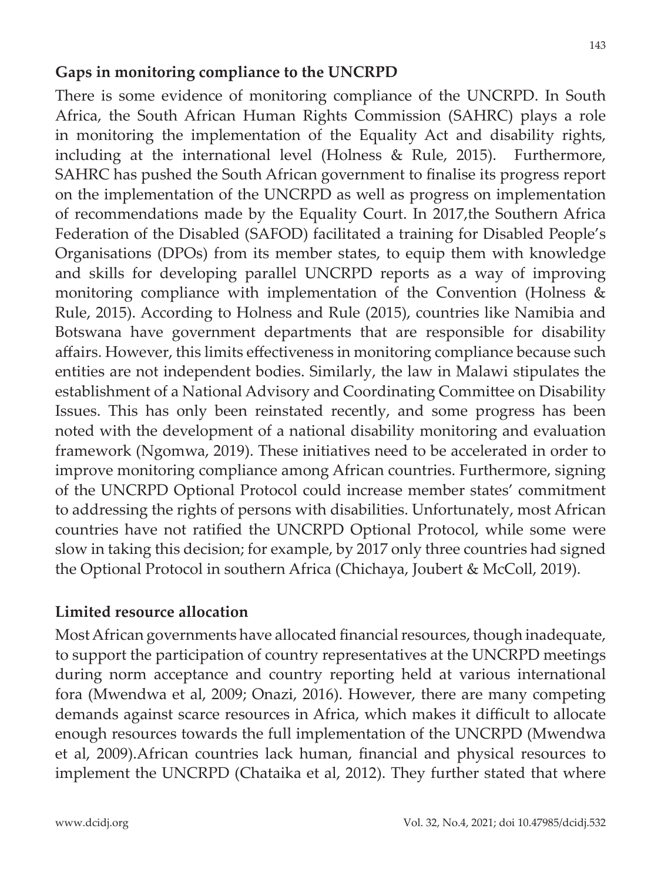**Gaps in monitoring compliance to the UNCRPD**

There is some evidence of monitoring compliance of the UNCRPD. In South Africa, the South African Human Rights Commission (SAHRC) plays a role in monitoring the implementation of the Equality Act and disability rights, including at the international level (Holness & Rule, 2015). Furthermore, SAHRC has pushed the South African government to finalise its progress report on the implementation of the UNCRPD as well as progress on implementation of recommendations made by the Equality Court. In 2017,the Southern Africa Federation of the Disabled (SAFOD) facilitated a training for Disabled People's Organisations (DPOs) from its member states, to equip them with knowledge and skills for developing parallel UNCRPD reports as a way of improving monitoring compliance with implementation of the Convention (Holness & Rule, 2015). According to Holness and Rule (2015), countries like Namibia and Botswana have government departments that are responsible for disability affairs. However, this limits effectiveness in monitoring compliance because such entities are not independent bodies. Similarly, the law in Malawi stipulates the establishment of a National Advisory and Coordinating Committee on Disability Issues. This has only been reinstated recently, and some progress has been noted with the development of a national disability monitoring and evaluation framework (Ngomwa, 2019). These initiatives need to be accelerated in order to improve monitoring compliance among African countries. Furthermore, signing of the UNCRPD Optional Protocol could increase member states' commitment to addressing the rights of persons with disabilities. Unfortunately, most African countries have not ratified the UNCRPD Optional Protocol, while some were slow in taking this decision; for example, by 2017 only three countries had signed the Optional Protocol in southern Africa (Chichaya, Joubert & McColl, 2019).

**Limited resource allocation**

Most African governments have allocated financial resources, though inadequate, to support the participation of country representatives at the UNCRPD meetings during norm acceptance and country reporting held at various international fora (Mwendwa et al, 2009; Onazi, 2016). However, there are many competing demands against scarce resources in Africa, which makes it difficult to allocate enough resources towards the full implementation of the UNCRPD (Mwendwa et al, 2009).African countries lack human, financial and physical resources to implement the UNCRPD (Chataika et al, 2012). They further stated that where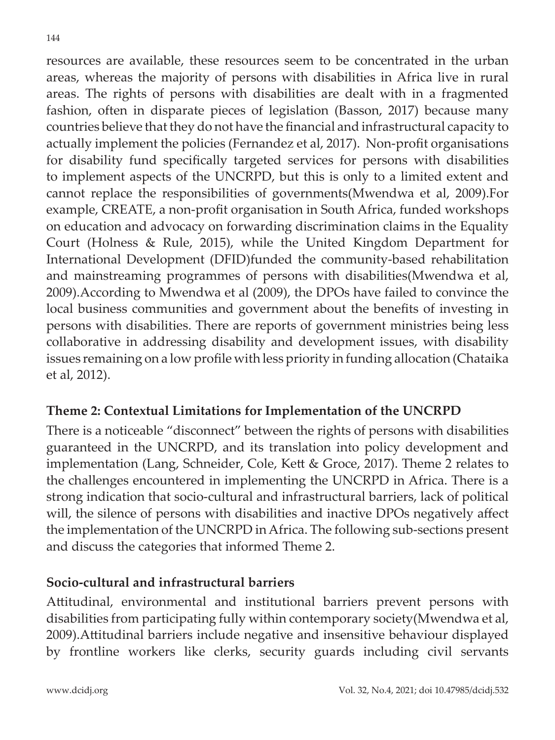resources are available, these resources seem to be concentrated in the urban areas, whereas the majority of persons with disabilities in Africa live in rural areas. The rights of persons with disabilities are dealt with in a fragmented fashion, often in disparate pieces of legislation (Basson, 2017) because many countries believe that they do not have the financial and infrastructural capacity to actually implement the policies (Fernandez et al, 2017). Non-profit organisations for disability fund specifically targeted services for persons with disabilities to implement aspects of the UNCRPD, but this is only to a limited extent and cannot replace the responsibilities of governments(Mwendwa et al, 2009).For example, CREATE, a non-profit organisation in South Africa, funded workshops on education and advocacy on forwarding discrimination claims in the Equality Court (Holness & Rule, 2015), while the United Kingdom Department for International Development (DFID)funded the community-based rehabilitation and mainstreaming programmes of persons with disabilities(Mwendwa et al, 2009).According to Mwendwa et al (2009), the DPOs have failed to convince the local business communities and government about the benefits of investing in persons with disabilities. There are reports of government ministries being less collaborative in addressing disability and development issues, with disability issues remaining on a low profile with less priority in funding allocation (Chataika et al, 2012).

## Theme 2: Contextual Limitations for Implementation of the UNCRPD

There is a noticeable "disconnect" between the rights of persons with disabilities guaranteed in the UNCRPD, and its translation into policy development and implementation (Lang, Schneider, Cole, Kett & Groce, 2017). Theme 2 relates to the challenges encountered in implementing the UNCRPD in Africa. There is a strong indication that socio-cultural and infrastructural barriers, lack of political will, the silence of persons with disabilities and inactive DPOs negatively affect the implementation of the UNCRPD in Africa. The following sub-sections present and discuss the categories that informed Theme 2.

### Socio-cultural and infrastructural barriers

Attitudinal, environmental and institutional barriers prevent persons with disabilities from participating fully within contemporary society(Mwendwa et al, 2009).Attitudinal barriers include negative and insensitive behaviour displayed by frontline workers like clerks, security guards including civil servants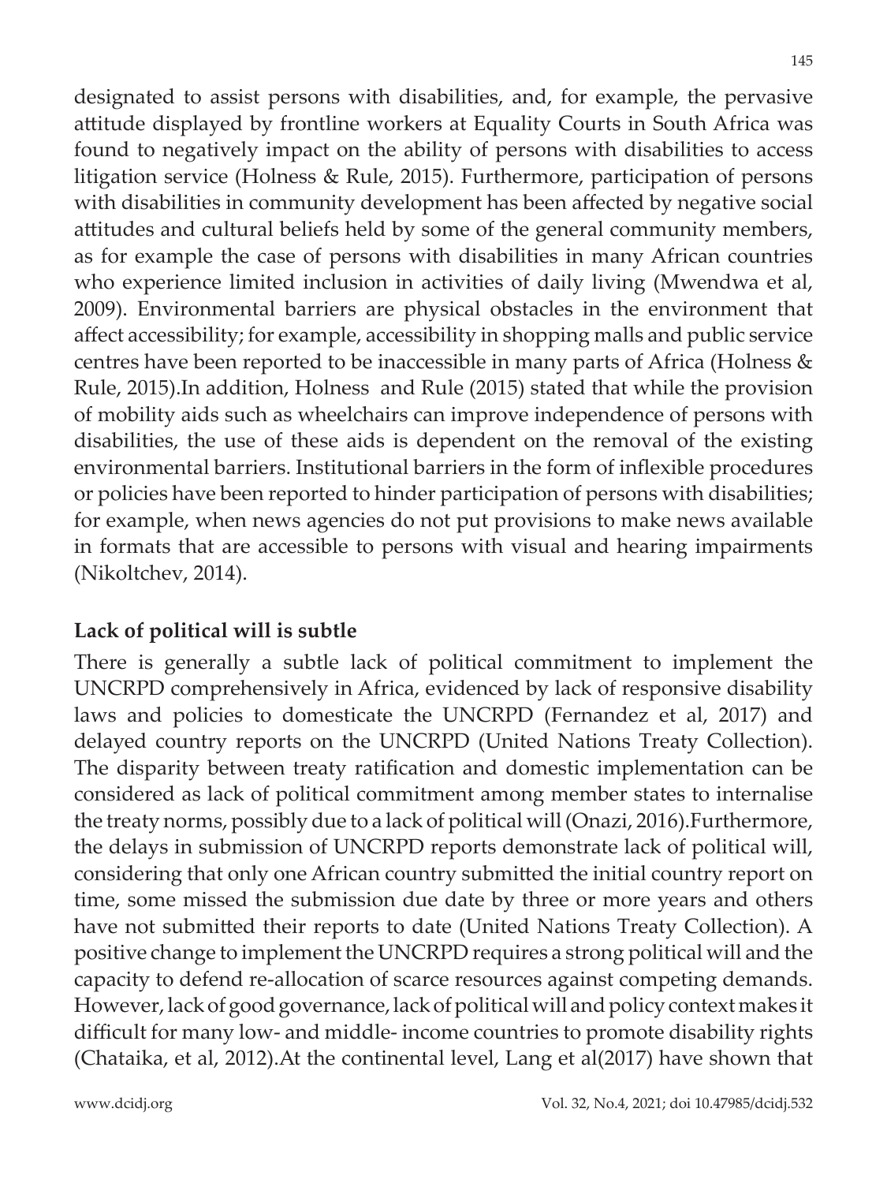designated to assist persons with disabilities, and, for example, the pervasive attitude displayed by frontline workers at Equality Courts in South Africa was found to negatively impact on the ability of persons with disabilities to access litigation service (Holness & Rule, 2015). Furthermore, participation of persons with disabilities in community development has been affected by negative social attitudes and cultural beliefs held by some of the general community members, as for example the case of persons with disabilities in many African countries who experience limited inclusion in activities of daily living (Mwendwa et al, 2009). Environmental barriers are physical obstacles in the environment that affect accessibility; for example, accessibility in shopping malls and public service centres have been reported to be inaccessible in many parts of Africa (Holness & Rule, 2015).In addition, Holness and Rule (2015) stated that while the provision of mobility aids such as wheelchairs can improve independence of persons with disabilities, the use of these aids is dependent on the removal of the existing environmental barriers. Institutional barriers in the form of inflexible procedures or policies have been reported to hinder participation of persons with disabilities; for example, when news agencies do not put provisions to make news available in formats that are accessible to persons with visual and hearing impairments (Nikoltchev, 2014).

**Lack of political will is subtle**

There is generally a subtle lack of political commitment to implement the UNCRPD comprehensively in Africa, evidenced by lack of responsive disability laws and policies to domesticate the UNCRPD (Fernandez et al, 2017) and delayed country reports on the UNCRPD (United Nations Treaty Collection). The disparity between treaty ratification and domestic implementation can be considered as lack of political commitment among member states to internalise the treaty norms, possibly due to a lack of political will (Onazi, 2016).Furthermore, the delays in submission of UNCRPD reports demonstrate lack of political will, considering that only one African country submitted the initial country report on time, some missed the submission due date by three or more years and others have not submitted their reports to date (United Nations Treaty Collection). A positive change to implement the UNCRPD requires a strong political will and the capacity to defend re-allocation of scarce resources against competing demands. However, lack of good governance, lack of political will and policy context makes it difficult for many low- and middle- income countries to promote disability rights (Chataika, et al, 2012).At the continental level, Lang et al(2017) have shown that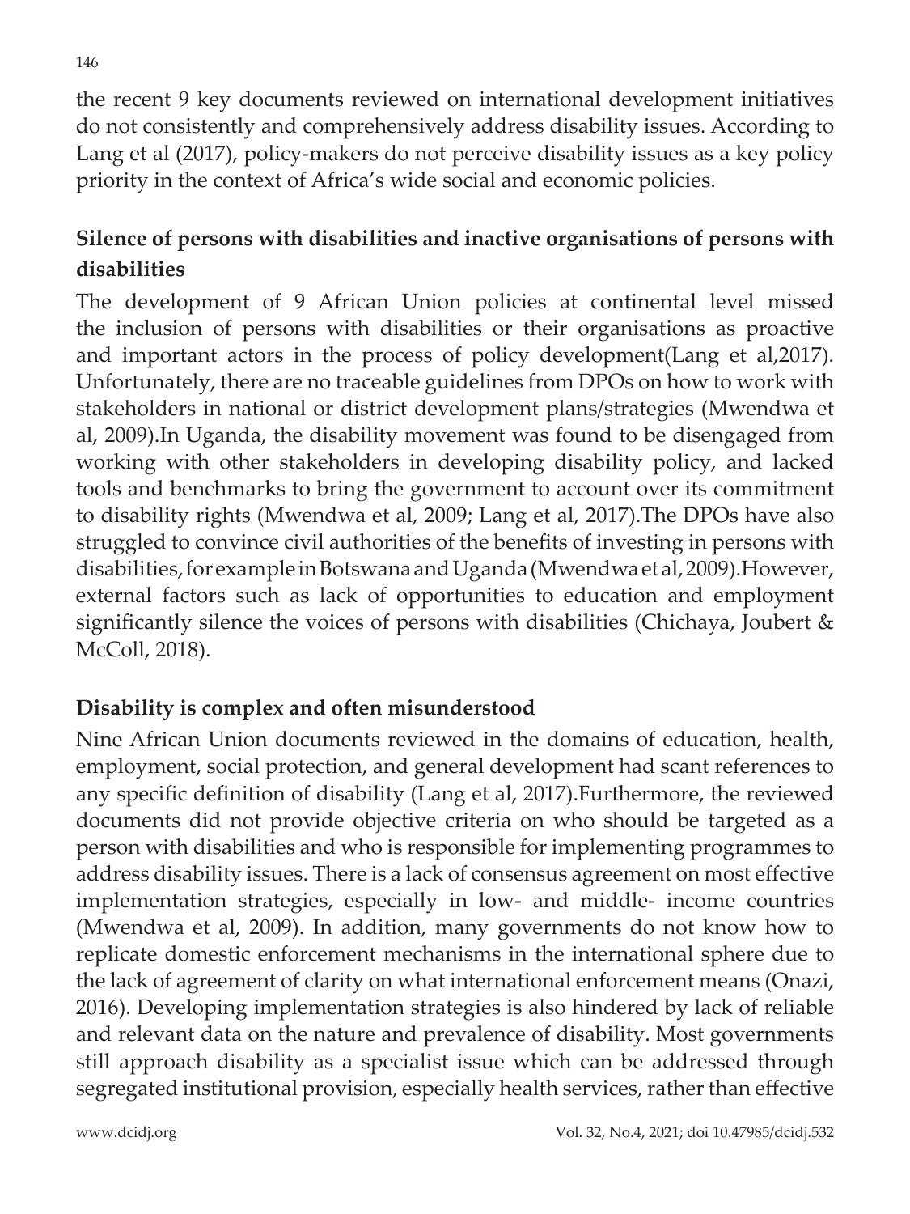the recent 9 key documents reviewed on international development initiatives do not consistently and comprehensively address disability issues. According to Lang et al (2017), policy-makers do not perceive disability issues as a key policy priority in the context of Africa's wide social and economic policies.

### Silence of persons with disabilities and inactive organisations of persons with disabilities

The development of 9 African Union policies at continental level missed the inclusion of persons with disabilities or their organisations as proactive and important actors in the process of policy development(Lang et al,2017). Unfortunately, there are no traceable guidelines from DPOs on how to work with stakeholders in national or district development plans/strategies (Mwendwa et al, 2009).In Uganda, the disability movement was found to be disengaged from working with other stakeholders in developing disability policy, and lacked tools and benchmarks to bring the government to account over its commitment to disability rights (Mwendwa et al, 2009; Lang et al, 2017).The DPOs have also struggled to convince civil authorities of the benefits of investing in persons with disabilities, for example in Botswana and Uganda (Mwendwa et al, 2009).However, external factors such as lack of opportunities to education and employment significantly silence the voices of persons with disabilities (Chichaya, Joubert & McColl, 2018).

### Disability is complex and often misunderstood

Nine African Union documents reviewed in the domains of education, health, employment, social protection, and general development had scant references to any specific definition of disability (Lang et al, 2017).Furthermore, the reviewed documents did not provide objective criteria on who should be targeted as a person with disabilities and who is responsible for implementing programmes to address disability issues. There is a lack of consensus agreement on most effective implementation strategies, especially in low- and middle- income countries (Mwendwa et al, 2009). In addition, many governments do not know how to replicate domestic enforcement mechanisms in the international sphere due to the lack of agreement of clarity on what international enforcement means (Onazi, 2016). Developing implementation strategies is also hindered by lack of reliable and relevant data on the nature and prevalence of disability. Most governments still approach disability as a specialist issue which can be addressed through segregated institutional provision, especially health services, rather than effective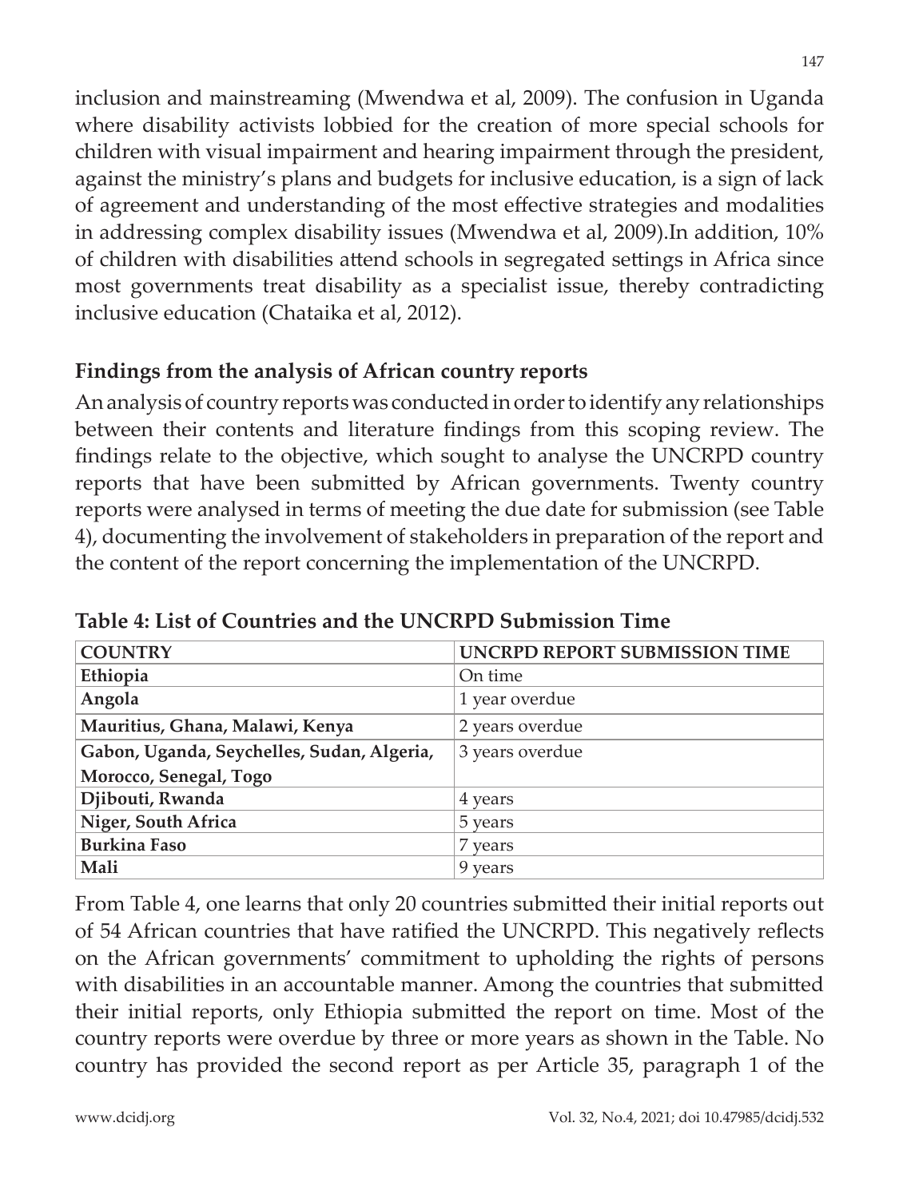inclusion and mainstreaming (Mwendwa et al, 2009). The confusion in Uganda where disability activists lobbied for the creation of more special schools for children with visual impairment and hearing impairment through the president, against the ministry's plans and budgets for inclusive education, is a sign of lack of agreement and understanding of the most effective strategies and modalities in addressing complex disability issues (Mwendwa et al, 2009).In addition, 10% of children with disabilities attend schools in segregated settings in Africa since most governments treat disability as a specialist issue, thereby contradicting inclusive education (Chataika et al, 2012).

## Findings from the analysis of African country reports

An analysis of country reports was conducted in order to identify any relationships between their contents and literature findings from this scoping review. The findings relate to the objective, which sought to analyse the UNCRPD country reports that have been submitted by African governments. Twenty country reports were analysed in terms of meeting the due date for submission (see Table 4), documenting the involvement of stakeholders in preparation of the report and the content of the report concerning the implementation of the UNCRPD.

**Table 4: List of Countries and the UNCRPD Submission Time**

| COUNTRY | UNCRPD REPORT SUBMISSION TIME |
|---|---|
| **Ethiopia** | On time |
| **Angola** | 1 year overdue |
| **Mauritius, Ghana, Malawi, Kenya** | 2 years overdue |
| **Gabon, Uganda, Seychelles, Sudan, Algeria, Morocco, Senegal, Togo** | 3 years overdue |
| **Djibouti, Rwanda** | 4 years |
| **Niger, South Africa** | 5 years |
| **Burkina Faso** | 7 years |
| **Mali** | 9 years |

From Table 4, one learns that only 20 countries submitted their initial reports out of 54 African countries that have ratified the UNCRPD. This negatively reflects on the African governments' commitment to upholding the rights of persons with disabilities in an accountable manner. Among the countries that submitted their initial reports, only Ethiopia submitted the report on time. Most of the country reports were overdue by three or more years as shown in the Table. No country has provided the second report as per Article 35, paragraph 1 of the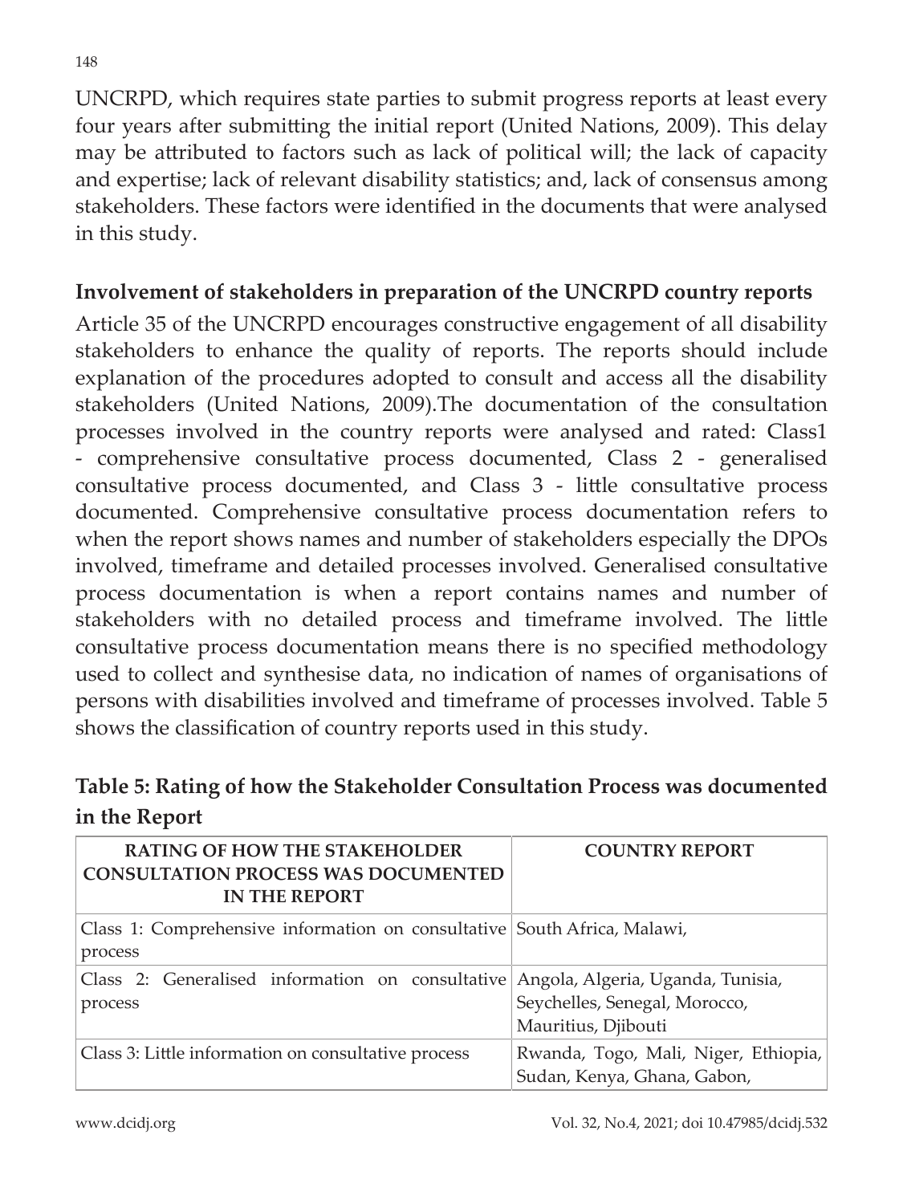UNCRPD, which requires state parties to submit progress reports at least every four years after submitting the initial report (United Nations, 2009). This delay may be attributed to factors such as lack of political will; the lack of capacity and expertise; lack of relevant disability statistics; and, lack of consensus among stakeholders. These factors were identified in the documents that were analysed in this study.

### Involvement of stakeholders in preparation of the UNCRPD country reports

Article 35 of the UNCRPD encourages constructive engagement of all disability stakeholders to enhance the quality of reports. The reports should include explanation of the procedures adopted to consult and access all the disability stakeholders (United Nations, 2009).The documentation of the consultation processes involved in the country reports were analysed and rated: Class1 - comprehensive consultative process documented, Class 2 - generalised consultative process documented, and Class 3 - little consultative process documented. Comprehensive consultative process documentation refers to when the report shows names and number of stakeholders especially the DPOs involved, timeframe and detailed processes involved. Generalised consultative process documentation is when a report contains names and number of stakeholders with no detailed process and timeframe involved. The little consultative process documentation means there is no specified methodology used to collect and synthesise data, no indication of names of organisations of persons with disabilities involved and timeframe of processes involved. Table 5 shows the classification of country reports used in this study.

**Table 5: Rating of how the Stakeholder Consultation Process was documented in the Report**

| RATING OF HOW THE STAKEHOLDER CONSULTATION PROCESS WAS DOCUMENTED IN THE REPORT | COUNTRY REPORT |
|---|---|
| Class 1: Comprehensive information on consultative process | South Africa, Malawi, |
| Class 2: Generalised information on consultative process | Angola, Algeria, Uganda, Tunisia, Seychelles, Senegal, Morocco, Mauritius, Djibouti |
| Class 3: Little information on consultative process | Rwanda, Togo, Mali, Niger, Ethiopia, Sudan, Kenya, Ghana, Gabon, |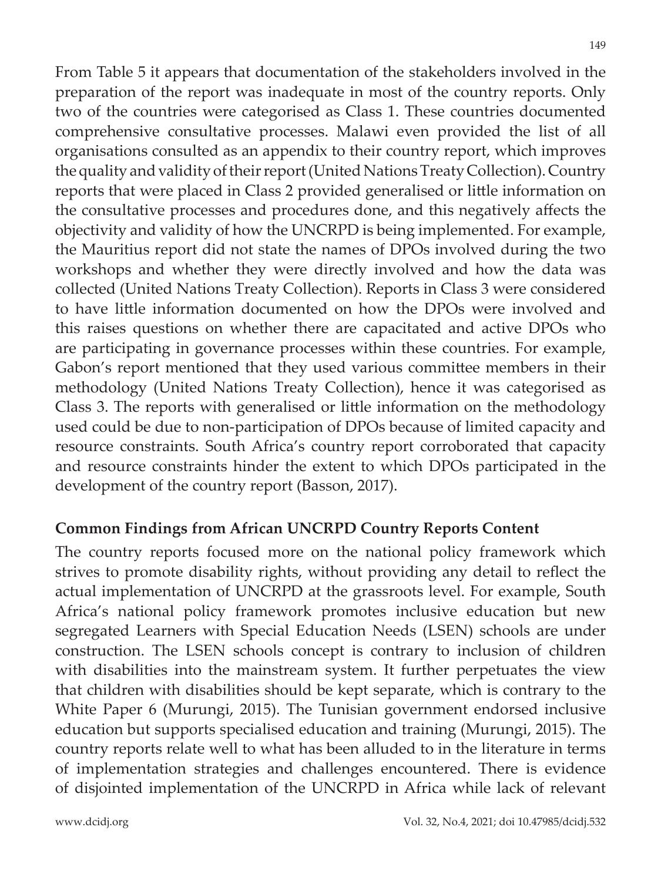From Table 5 it appears that documentation of the stakeholders involved in the preparation of the report was inadequate in most of the country reports. Only two of the countries were categorised as Class 1. These countries documented comprehensive consultative processes. Malawi even provided the list of all organisations consulted as an appendix to their country report, which improves the quality and validity of their report (United Nations Treaty Collection). Country reports that were placed in Class 2 provided generalised or little information on the consultative processes and procedures done, and this negatively affects the objectivity and validity of how the UNCRPD is being implemented. For example, the Mauritius report did not state the names of DPOs involved during the two workshops and whether they were directly involved and how the data was collected (United Nations Treaty Collection). Reports in Class 3 were considered to have little information documented on how the DPOs were involved and this raises questions on whether there are capacitated and active DPOs who are participating in governance processes within these countries. For example, Gabon's report mentioned that they used various committee members in their methodology (United Nations Treaty Collection), hence it was categorised as Class 3. The reports with generalised or little information on the methodology used could be due to non-participation of DPOs because of limited capacity and resource constraints. South Africa's country report corroborated that capacity and resource constraints hinder the extent to which DPOs participated in the development of the country report (Basson, 2017).

## Common Findings from African UNCRPD Country Reports Content

The country reports focused more on the national policy framework which strives to promote disability rights, without providing any detail to reflect the actual implementation of UNCRPD at the grassroots level. For example, South Africa's national policy framework promotes inclusive education but new segregated Learners with Special Education Needs (LSEN) schools are under construction. The LSEN schools concept is contrary to inclusion of children with disabilities into the mainstream system. It further perpetuates the view that children with disabilities should be kept separate, which is contrary to the White Paper 6 (Murungi, 2015). The Tunisian government endorsed inclusive education but supports specialised education and training (Murungi, 2015). The country reports relate well to what has been alluded to in the literature in terms of implementation strategies and challenges encountered. There is evidence of disjointed implementation of the UNCRPD in Africa while lack of relevant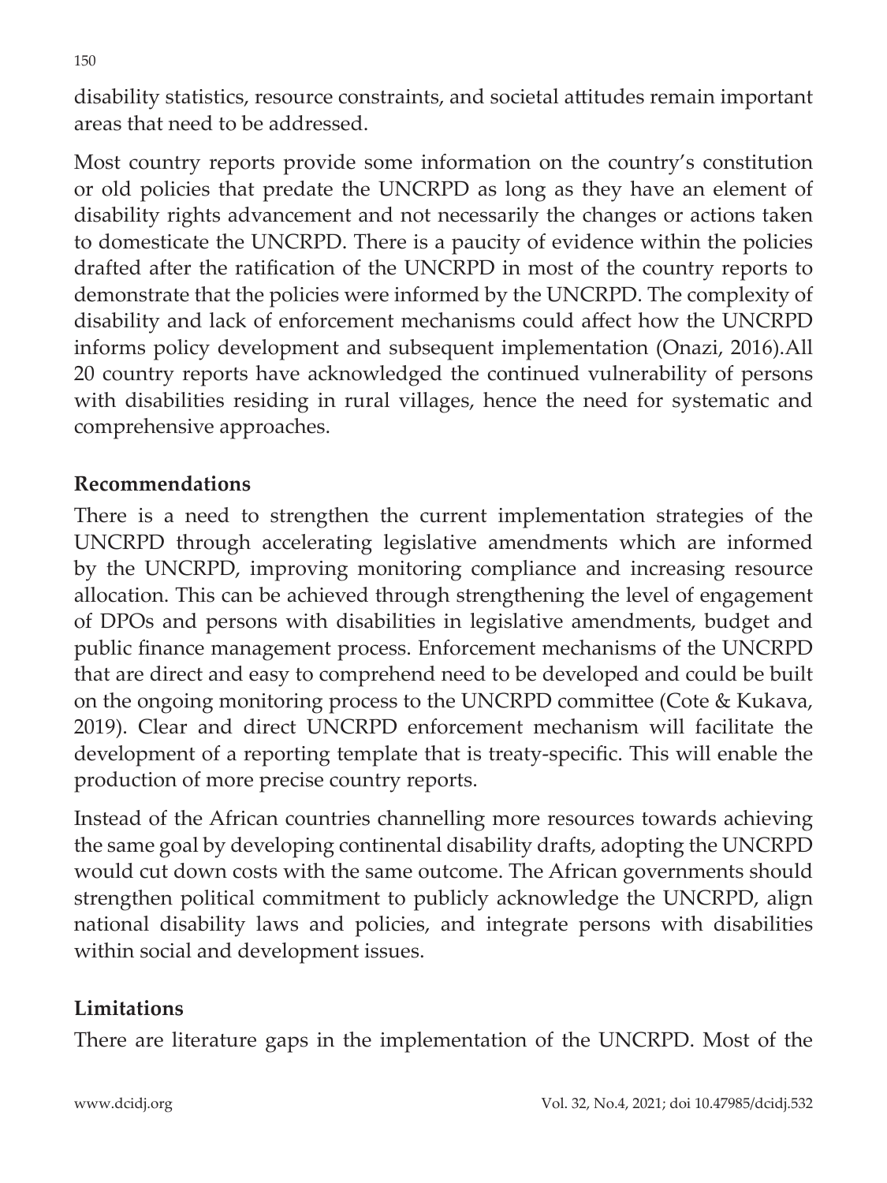disability statistics, resource constraints, and societal attitudes remain important areas that need to be addressed.

Most country reports provide some information on the country's constitution or old policies that predate the UNCRPD as long as they have an element of disability rights advancement and not necessarily the changes or actions taken to domesticate the UNCRPD. There is a paucity of evidence within the policies drafted after the ratification of the UNCRPD in most of the country reports to demonstrate that the policies were informed by the UNCRPD. The complexity of disability and lack of enforcement mechanisms could affect how the UNCRPD informs policy development and subsequent implementation (Onazi, 2016).All 20 country reports have acknowledged the continued vulnerability of persons with disabilities residing in rural villages, hence the need for systematic and comprehensive approaches.

## Recommendations

There is a need to strengthen the current implementation strategies of the UNCRPD through accelerating legislative amendments which are informed by the UNCRPD, improving monitoring compliance and increasing resource allocation. This can be achieved through strengthening the level of engagement of DPOs and persons with disabilities in legislative amendments, budget and public finance management process. Enforcement mechanisms of the UNCRPD that are direct and easy to comprehend need to be developed and could be built on the ongoing monitoring process to the UNCRPD committee (Cote & Kukava, 2019). Clear and direct UNCRPD enforcement mechanism will facilitate the development of a reporting template that is treaty-specific. This will enable the production of more precise country reports.

Instead of the African countries channelling more resources towards achieving the same goal by developing continental disability drafts, adopting the UNCRPD would cut down costs with the same outcome. The African governments should strengthen political commitment to publicly acknowledge the UNCRPD, align national disability laws and policies, and integrate persons with disabilities within social and development issues.

## Limitations

There are literature gaps in the implementation of the UNCRPD. Most of the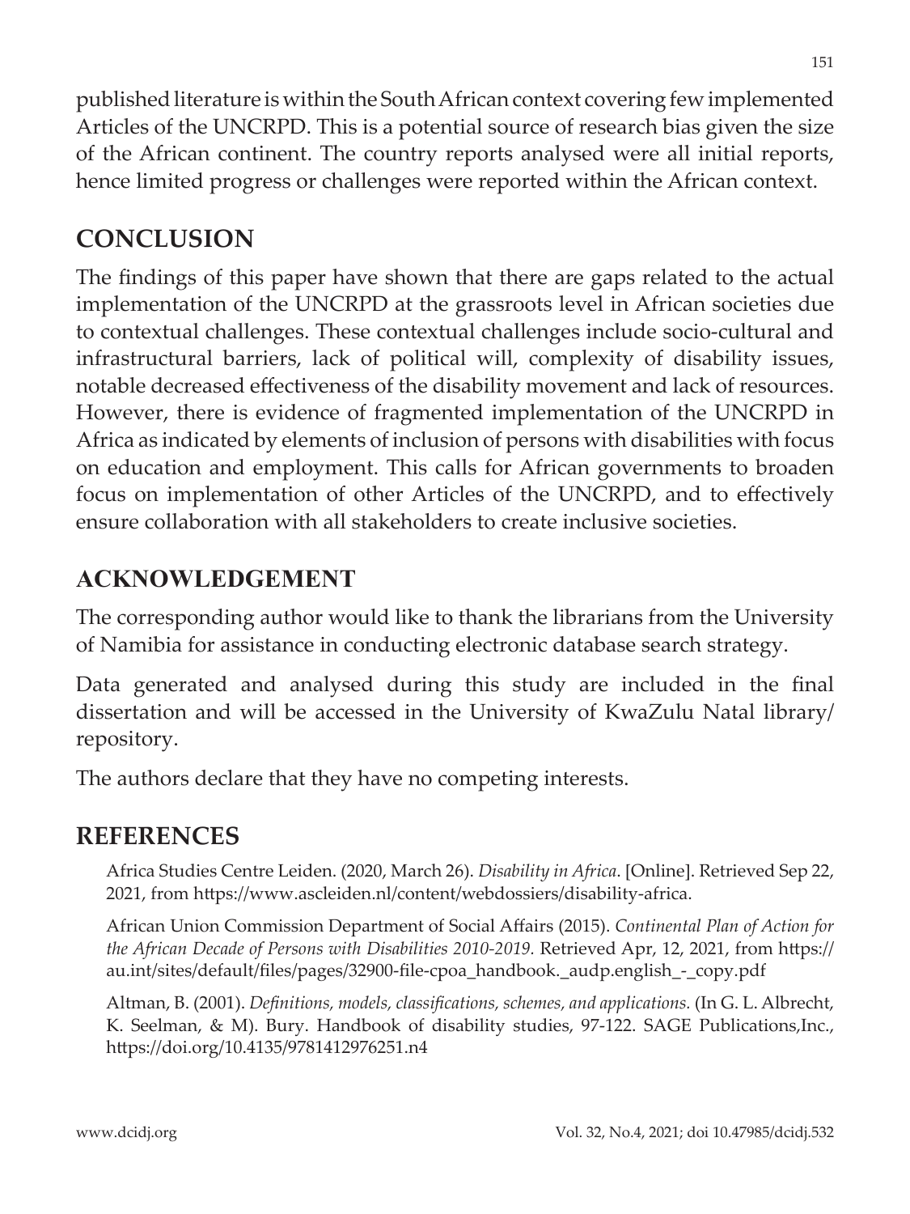published literature is within the South African context covering few implemented Articles of the UNCRPD. This is a potential source of research bias given the size of the African continent. The country reports analysed were all initial reports, hence limited progress or challenges were reported within the African context.

## CONCLUSION

The findings of this paper have shown that there are gaps related to the actual implementation of the UNCRPD at the grassroots level in African societies due to contextual challenges. These contextual challenges include socio-cultural and infrastructural barriers, lack of political will, complexity of disability issues, notable decreased effectiveness of the disability movement and lack of resources. However, there is evidence of fragmented implementation of the UNCRPD in Africa as indicated by elements of inclusion of persons with disabilities with focus on education and employment. This calls for African governments to broaden focus on implementation of other Articles of the UNCRPD, and to effectively ensure collaboration with all stakeholders to create inclusive societies.

## ACKNOWLEDGEMENT

The corresponding author would like to thank the librarians from the University of Namibia for assistance in conducting electronic database search strategy.

Data generated and analysed during this study are included in the final dissertation and will be accessed in the University of KwaZulu Natal library/ repository.

The authors declare that they have no competing interests.

## REFERENCES

Africa Studies Centre Leiden. (2020, March 26). *Disability in Africa*. [Online]. Retrieved Sep 22, 2021, from https://www.ascleiden.nl/content/webdossiers/disability-africa.

African Union Commission Department of Social Affairs (2015). *Continental Plan of Action for the African Decade of Persons with Disabilities 2010-2019.* Retrieved Apr, 12, 2021, from https://au.int/sites/default/files/pages/32900-file-cpoa_handbook._audp.english_-_copy.pdf

Altman, B. (2001). *Definitions, models, classifications, schemes, and applications.* (In G. L. Albrecht, K. Seelman, & M). Bury. Handbook of disability studies, 97-122. SAGE Publications,Inc., https://doi.org/10.4135/9781412976251.n4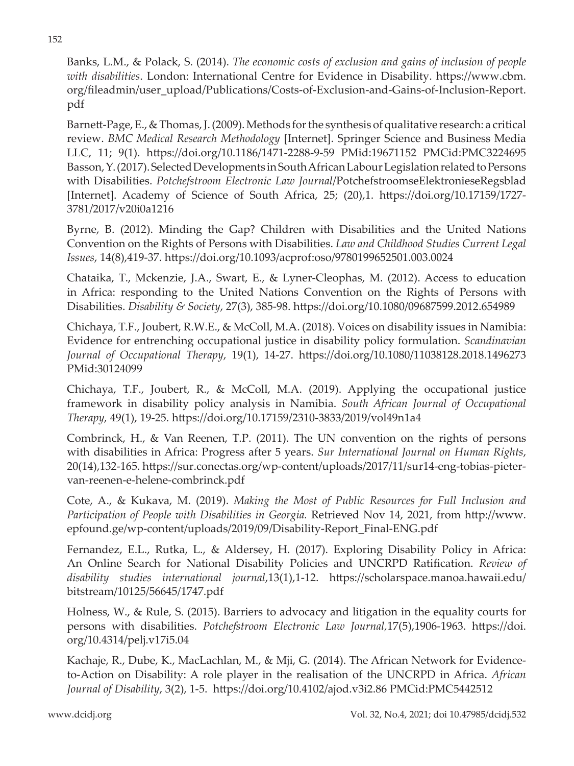Banks, L.M., & Polack, S. (2014). *The economic costs of exclusion and gains of inclusion of people with disabilities*. London: International Centre for Evidence in Disability. https://www.cbm.org/fileadmin/user_upload/Publications/Costs-of-Exclusion-and-Gains-of-Inclusion-Report.pdf

Barnett-Page, E., & Thomas, J. (2009). Methods for the synthesis of qualitative research: a critical review. *BMC Medical Research Methodology* [Internet]. Springer Science and Business Media LLC, 11; 9(1). https://doi.org/10.1186/1471-2288-9-59 PMid:19671152 PMCid:PMC3224695

Basson, Y. (2017). Selected Developments in South African Labour Legislation related to Persons with Disabilities. *Potchefstroom Electronic Law Journal*/PotchefstroomseElektronieseRegsblad [Internet]. Academy of Science of South Africa, 25; (20),1. https://doi.org/10.17159/1727-3781/2017/v20i0a1216

Byrne, B. (2012). Minding the Gap? Children with Disabilities and the United Nations Convention on the Rights of Persons with Disabilities. *Law and Childhood Studies Current Legal Issues*, 14(8),419-37. https://doi.org/10.1093/acprof:oso/9780199652501.003.0024

Chataika, T., Mckenzie, J.A., Swart, E., & Lyner-Cleophas, M. (2012). Access to education in Africa: responding to the United Nations Convention on the Rights of Persons with Disabilities. *Disability & Society*, 27(3), 385-98. https://doi.org/10.1080/09687599.2012.654989

Chichaya, T.F., Joubert, R.W.E., & McColl, M.A. (2018). Voices on disability issues in Namibia: Evidence for entrenching occupational justice in disability policy formulation. *Scandinavian Journal of Occupational Therapy*, 19(1), 14-27. https://doi.org/10.1080/11038128.2018.1496273 PMid:30124099

Chichaya, T.F., Joubert, R., & McColl, M.A. (2019). Applying the occupational justice framework in disability policy analysis in Namibia. *South African Journal of Occupational Therapy,* 49(1), 19-25. https://doi.org/10.17159/2310-3833/2019/vol49n1a4

Combrinck, H., & Van Reenen, T.P. (2011). The UN convention on the rights of persons with disabilities in Africa: Progress after 5 years. *Sur International Journal on Human Rights*, 20(14),132-165. https://sur.conectas.org/wp-content/uploads/2017/11/sur14-eng-tobias-pieter-van-reenen-e-helene-combrinck.pdf

Cote, A., & Kukava, M. (2019). *Making the Most of Public Resources for Full Inclusion and Participation of People with Disabilities in Georgia.* Retrieved Nov 14, 2021, from http://www.epfound.ge/wp-content/uploads/2019/09/Disability-Report_Final-ENG.pdf

Fernandez, E.L., Rutka, L., & Aldersey, H. (2017). Exploring Disability Policy in Africa: An Online Search for National Disability Policies and UNCRPD Ratification. *Review of disability studies international journal*,13(1),1-12. https://scholarspace.manoa.hawaii.edu/bitstream/10125/56645/1747.pdf

Holness, W., & Rule, S. (2015). Barriers to advocacy and litigation in the equality courts for persons with disabilities. *Potchefstroom Electronic Law Journal*,17(5),1906-1963. https://doi.org/10.4314/pelj.v17i5.04

Kachaje, R., Dube, K., MacLachlan, M., & Mji, G. (2014). The African Network for Evidence-to-Action on Disability: A role player in the realisation of the UNCRPD in Africa. *African Journal of Disability*, 3(2), 1-5. https://doi.org/10.4102/ajod.v3i2.86 PMCid:PMC5442512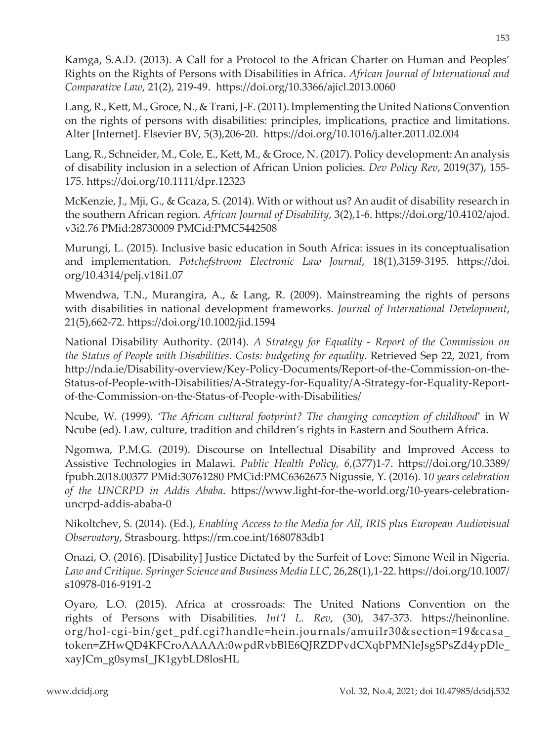Kamga, S.A.D. (2013). A Call for a Protocol to the African Charter on Human and Peoples' Rights on the Rights of Persons with Disabilities in Africa. *African Journal of International and Comparative Law*, 21(2), 219-49. https://doi.org/10.3366/ajicl.2013.0060

Lang, R., Kett, M., Groce, N., & Trani, J-F. (2011). Implementing the United Nations Convention on the rights of persons with disabilities: principles, implications, practice and limitations. Alter [Internet]. Elsevier BV, 5(3),206-20. https://doi.org/10.1016/j.alter.2011.02.004

Lang, R., Schneider, M., Cole, E., Kett, M., & Groce, N. (2017). Policy development: An analysis of disability inclusion in a selection of African Union policies. *Dev Policy Rev*, 2019(37), 155-175. https://doi.org/10.1111/dpr.12323

McKenzie, J., Mji, G., & Gcaza, S. (2014). With or without us? An audit of disability research in the southern African region. *African Journal of Disability*, 3(2),1-6. https://doi.org/10.4102/ajod.v3i2.76 PMid:28730009 PMCid:PMC5442508

Murungi, L. (2015). Inclusive basic education in South Africa: issues in its conceptualisation and implementation. *Potchefstroom Electronic Law Journal*, 18(1),3159-3195. https://doi.org/10.4314/pelj.v18i1.07

Mwendwa, T.N., Murangira, A., & Lang, R. (2009). Mainstreaming the rights of persons with disabilities in national development frameworks. *Journal of International Development*, 21(5),662-72. https://doi.org/10.1002/jid.1594

National Disability Authority. (2014). *A Strategy for Equality - Report of the Commission on the Status of People with Disabilities. Costs: budgeting for equality*. Retrieved Sep 22, 2021, from http://nda.ie/Disability-overview/Key-Policy-Documents/Report-of-the-Commission-on-the-Status-of-People-with-Disabilities/A-Strategy-for-Equality/A-Strategy-for-Equality-Report-of-the-Commission-on-the-Status-of-People-with-Disabilities/

Ncube, W. (1999). *'The African cultural footprint? The changing conception of childhood*' in W Ncube (ed). Law, culture, tradition and children's rights in Eastern and Southern Africa.

Ngomwa, P.M.G. (2019). Discourse on Intellectual Disability and Improved Access to Assistive Technologies in Malawi. *Public Health Policy, 6*,(377)1-7. https://doi.org/10.3389/fpubh.2018.00377 PMid:30761280 PMCid:PMC6362675 Nigussie, Y. (2016). 1*0 years celebration of the UNCRPD in Addis Ababa*. https://www.light-for-the-world.org/10-years-celebration-uncrpd-addis-ababa-0

Nikoltchev, S. (2014). (Ed.), *Enabling Access to the Media for All, IRIS plus European Audiovisual Observatory*, Strasbourg. https://rm.coe.int/1680783db1

Onazi, O. (2016). [Disability] Justice Dictated by the Surfeit of Love: Simone Weil in Nigeria. *Law and Critique. Springer Science and Business Media LLC*, 26,28(1),1-22. https://doi.org/10.1007/s10978-016-9191-2

Oyaro, L.O. (2015). Africa at crossroads: The United Nations Convention on the rights of Persons with Disabilities. *Int'l L. Rev*, (30), 347-373. https://heinonline.org/hol-cgi-bin/get_pdf.cgi?handle=hein.journals/amuilr30&section=19&casa_token=ZHwQD4KFCroAAAAA:0wpdRvbBlE6QJRZDPvdCXqbPMNleJsgSPsZd4ypDle_xayJCm_g0symsI_JK1gybLD8losHL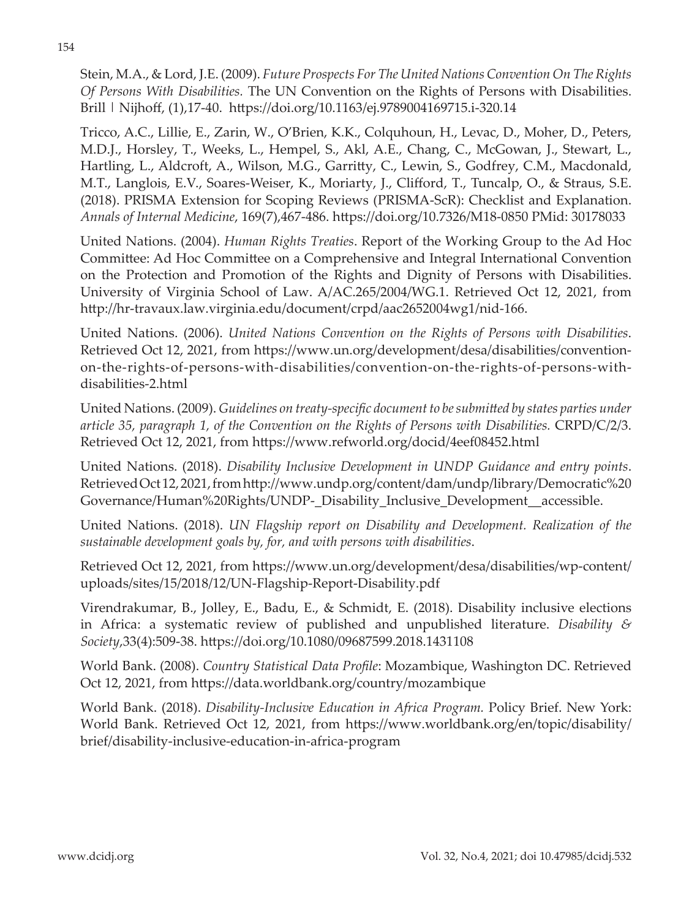Stein, M.A., & Lord, J.E. (2009). *Future Prospects For The United Nations Convention On The Rights Of Persons With Disabilities.* The UN Convention on the Rights of Persons with Disabilities. Brill | Nijhoff, (1),17-40. https://doi.org/10.1163/ej.9789004169715.i-320.14

Tricco, A.C., Lillie, E., Zarin, W., O'Brien, K.K., Colquhoun, H., Levac, D., Moher, D., Peters, M.D.J., Horsley, T., Weeks, L., Hempel, S., Akl, A.E., Chang, C., McGowan, J., Stewart, L., Hartling, L., Aldcroft, A., Wilson, M.G., Garritty, C., Lewin, S., Godfrey, C.M., Macdonald, M.T., Langlois, E.V., Soares-Weiser, K., Moriarty, J., Clifford, T., Tuncalp, O., & Straus, S.E. (2018). PRISMA Extension for Scoping Reviews (PRISMA-ScR): Checklist and Explanation. *Annals of Internal Medicine*, 169(7),467-486. https://doi.org/10.7326/M18-0850 PMid: 30178033

United Nations. (2004). *Human Rights Treaties*. Report of the Working Group to the Ad Hoc Committee: Ad Hoc Committee on a Comprehensive and Integral International Convention on the Protection and Promotion of the Rights and Dignity of Persons with Disabilities. University of Virginia School of Law. A/AC.265/2004/WG.1. Retrieved Oct 12, 2021, from http://hr-travaux.law.virginia.edu/document/crpd/aac2652004wg1/nid-166.

United Nations. (2006). *United Nations Convention on the Rights of Persons with Disabilities*. Retrieved Oct 12, 2021, from https://www.un.org/development/desa/disabilities/convention-on-the-rights-of-persons-with-disabilities/convention-on-the-rights-of-persons-with-disabilities-2.html

United Nations. (2009). *Guidelines on treaty-specific document to be submitted by states parties under article 35, paragraph 1, of the Convention on the Rights of Persons with Disabilities.* CRPD/C/2/3. Retrieved Oct 12, 2021, from https://www.refworld.org/docid/4eef08452.html

United Nations. (2018). *Disability Inclusive Development in UNDP Guidance and entry points*. Retrieved Oct 12, 2021, from http://www.undp.org/content/dam/undp/library/Democratic%20Governance/Human%20Rights/UNDP-_Disability_Inclusive_Development__accessible.

United Nations. (2018). *UN Flagship report on Disability and Development. Realization of the sustainable development goals by, for, and with persons with disabilities*.

Retrieved Oct 12, 2021, from https://www.un.org/development/desa/disabilities/wp-content/uploads/sites/15/2018/12/UN-Flagship-Report-Disability.pdf

Virendrakumar, B., Jolley, E., Badu, E., & Schmidt, E. (2018). Disability inclusive elections in Africa: a systematic review of published and unpublished literature. *Disability & Society*,33(4):509-38. https://doi.org/10.1080/09687599.2018.1431108

World Bank. (2008). *Country Statistical Data Profile*: Mozambique, Washington DC. Retrieved Oct 12, 2021, from https://data.worldbank.org/country/mozambique

World Bank. (2018). *Disability-Inclusive Education in Africa Program.* Policy Brief. New York: World Bank. Retrieved Oct 12, 2021, from https://www.worldbank.org/en/topic/disability/brief/disability-inclusive-education-in-africa-program